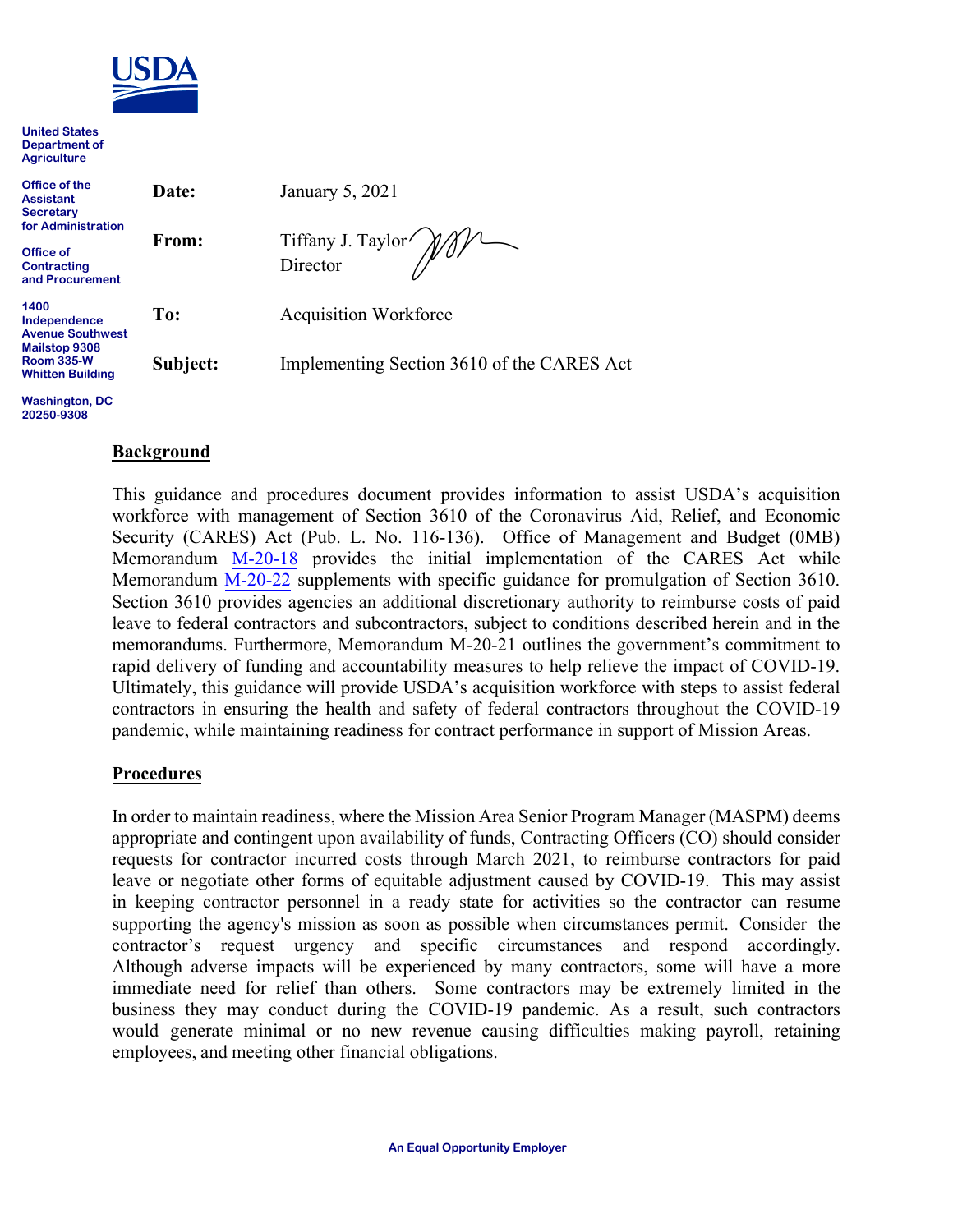United States Department of Agriculture

Office of the Assistant Secretary for Administration

Office of Contracting and Procurement

1400 Independence Avenue Southwest
Mailstop 9308
Room 335-W
Whitten Building

Washington, DC 20250-9308

**Date:** January 5, 2021

**From:** Tiffany J. Taylor
Director

**To:** Acquisition Workforce

**Subject:** Implementing Section 3610 of the CARES Act

## Background

This guidance and procedures document provides information to assist USDA's acquisition workforce with management of Section 3610 of the Coronavirus Aid, Relief, and Economic Security (CARES) Act (Pub. L. No. 116-136). Office of Management and Budget (0MB) Memorandum M-20-18 provides the initial implementation of the CARES Act while Memorandum M-20-22 supplements with specific guidance for promulgation of Section 3610. Section 3610 provides agencies an additional discretionary authority to reimburse costs of paid leave to federal contractors and subcontractors, subject to conditions described herein and in the memorandums. Furthermore, Memorandum M-20-21 outlines the government's commitment to rapid delivery of funding and accountability measures to help relieve the impact of COVID-19. Ultimately, this guidance will provide USDA's acquisition workforce with steps to assist federal contractors in ensuring the health and safety of federal contractors throughout the COVID-19 pandemic, while maintaining readiness for contract performance in support of Mission Areas.

## Procedures

In order to maintain readiness, where the Mission Area Senior Program Manager (MASPM) deems appropriate and contingent upon availability of funds, Contracting Officers (CO) should consider requests for contractor incurred costs through March 2021, to reimburse contractors for paid leave or negotiate other forms of equitable adjustment caused by COVID-19. This may assist in keeping contractor personnel in a ready state for activities so the contractor can resume supporting the agency's mission as soon as possible when circumstances permit. Consider the contractor's request urgency and specific circumstances and respond accordingly. Although adverse impacts will be experienced by many contractors, some will have a more immediate need for relief than others. Some contractors may be extremely limited in the business they may conduct during the COVID-19 pandemic. As a result, such contractors would generate minimal or no new revenue causing difficulties making payroll, retaining employees, and meeting other financial obligations.

An Equal Opportunity Employer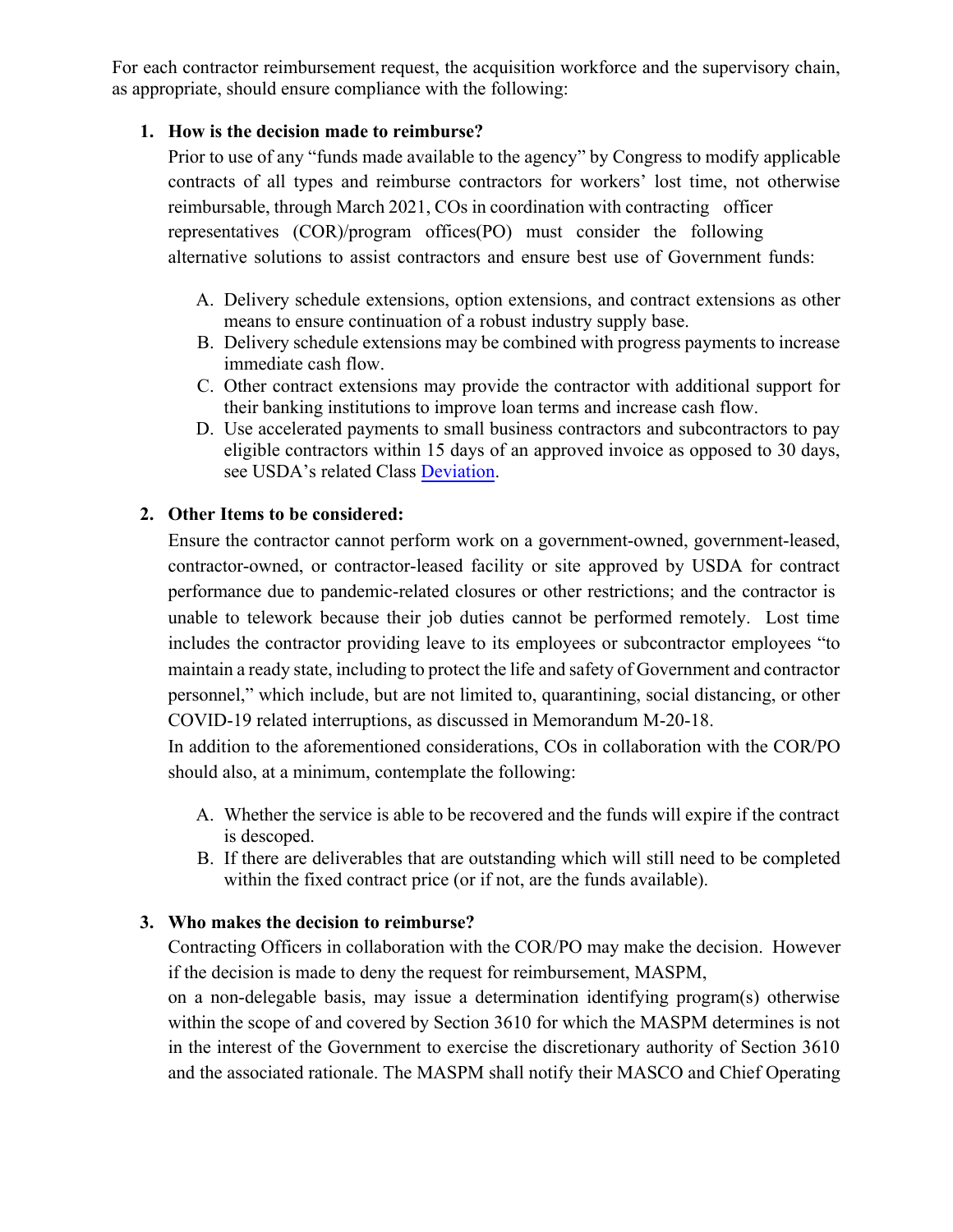For each contractor reimbursement request, the acquisition workforce and the supervisory chain, as appropriate, should ensure compliance with the following:

1. **How is the decision made to reimburse?**

   Prior to use of any "funds made available to the agency" by Congress to modify applicable contracts of all types and reimburse contractors for workers' lost time, not otherwise reimbursable, through March 2021, COs in coordination with contracting officer representatives (COR)/program offices(PO) must consider the following alternative solutions to assist contractors and ensure best use of Government funds:

   A. Delivery schedule extensions, option extensions, and contract extensions as other means to ensure continuation of a robust industry supply base.
   B. Delivery schedule extensions may be combined with progress payments to increase immediate cash flow.
   C. Other contract extensions may provide the contractor with additional support for their banking institutions to improve loan terms and increase cash flow.
   D. Use accelerated payments to small business contractors and subcontractors to pay eligible contractors within 15 days of an approved invoice as opposed to 30 days, see USDA's related Class Deviation.

2. **Other Items to be considered:**

   Ensure the contractor cannot perform work on a government-owned, government-leased, contractor-owned, or contractor-leased facility or site approved by USDA for contract performance due to pandemic-related closures or other restrictions; and the contractor is unable to telework because their job duties cannot be performed remotely. Lost time includes the contractor providing leave to its employees or subcontractor employees "to maintain a ready state, including to protect the life and safety of Government and contractor personnel," which include, but are not limited to, quarantining, social distancing, or other COVID-19 related interruptions, as discussed in Memorandum M-20-18.

   In addition to the aforementioned considerations, COs in collaboration with the COR/PO should also, at a minimum, contemplate the following:

   A. Whether the service is able to be recovered and the funds will expire if the contract is descoped.
   B. If there are deliverables that are outstanding which will still need to be completed within the fixed contract price (or if not, are the funds available).

3. **Who makes the decision to reimburse?**

   Contracting Officers in collaboration with the COR/PO may make the decision. However if the decision is made to deny the request for reimbursement, MASPM, on a non-delegable basis, may issue a determination identifying program(s) otherwise within the scope of and covered by Section 3610 for which the MASPM determines is not in the interest of the Government to exercise the discretionary authority of Section 3610 and the associated rationale. The MASPM shall notify their MASCO and Chief Operating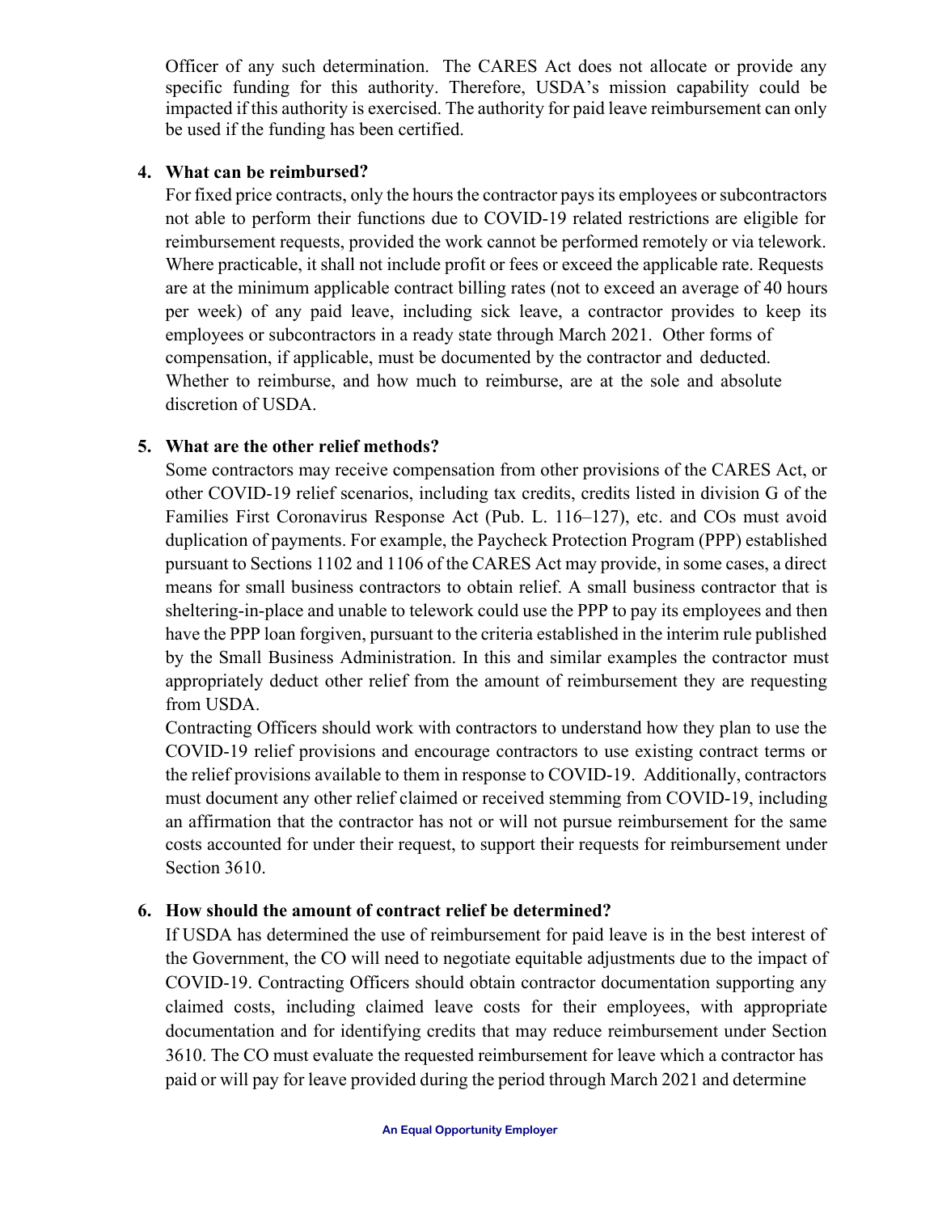Officer of any such determination. The CARES Act does not allocate or provide any specific funding for this authority. Therefore, USDA's mission capability could be impacted if this authority is exercised. The authority for paid leave reimbursement can only be used if the funding has been certified.

4. **What can be reimbursed?**

   For fixed price contracts, only the hours the contractor pays its employees or subcontractors not able to perform their functions due to COVID-19 related restrictions are eligible for reimbursement requests, provided the work cannot be performed remotely or via telework. Where practicable, it shall not include profit or fees or exceed the applicable rate. Requests are at the minimum applicable contract billing rates (not to exceed an average of 40 hours per week) of any paid leave, including sick leave, a contractor provides to keep its employees or subcontractors in a ready state through March 2021. Other forms of compensation, if applicable, must be documented by the contractor and deducted. Whether to reimburse, and how much to reimburse, are at the sole and absolute discretion of USDA.

5. **What are the other relief methods?**

   Some contractors may receive compensation from other provisions of the CARES Act, or other COVID-19 relief scenarios, including tax credits, credits listed in division G of the Families First Coronavirus Response Act (Pub. L. 116–127), etc. and COs must avoid duplication of payments. For example, the Paycheck Protection Program (PPP) established pursuant to Sections 1102 and 1106 of the CARES Act may provide, in some cases, a direct means for small business contractors to obtain relief. A small business contractor that is sheltering-in-place and unable to telework could use the PPP to pay its employees and then have the PPP loan forgiven, pursuant to the criteria established in the interim rule published by the Small Business Administration. In this and similar examples the contractor must appropriately deduct other relief from the amount of reimbursement they are requesting from USDA.

   Contracting Officers should work with contractors to understand how they plan to use the COVID-19 relief provisions and encourage contractors to use existing contract terms or the relief provisions available to them in response to COVID-19. Additionally, contractors must document any other relief claimed or received stemming from COVID-19, including an affirmation that the contractor has not or will not pursue reimbursement for the same costs accounted for under their request, to support their requests for reimbursement under Section 3610.

6. **How should the amount of contract relief be determined?**

   If USDA has determined the use of reimbursement for paid leave is in the best interest of the Government, the CO will need to negotiate equitable adjustments due to the impact of COVID-19. Contracting Officers should obtain contractor documentation supporting any claimed costs, including claimed leave costs for their employees, with appropriate documentation and for identifying credits that may reduce reimbursement under Section 3610. The CO must evaluate the requested reimbursement for leave which a contractor has paid or will pay for leave provided during the period through March 2021 and determine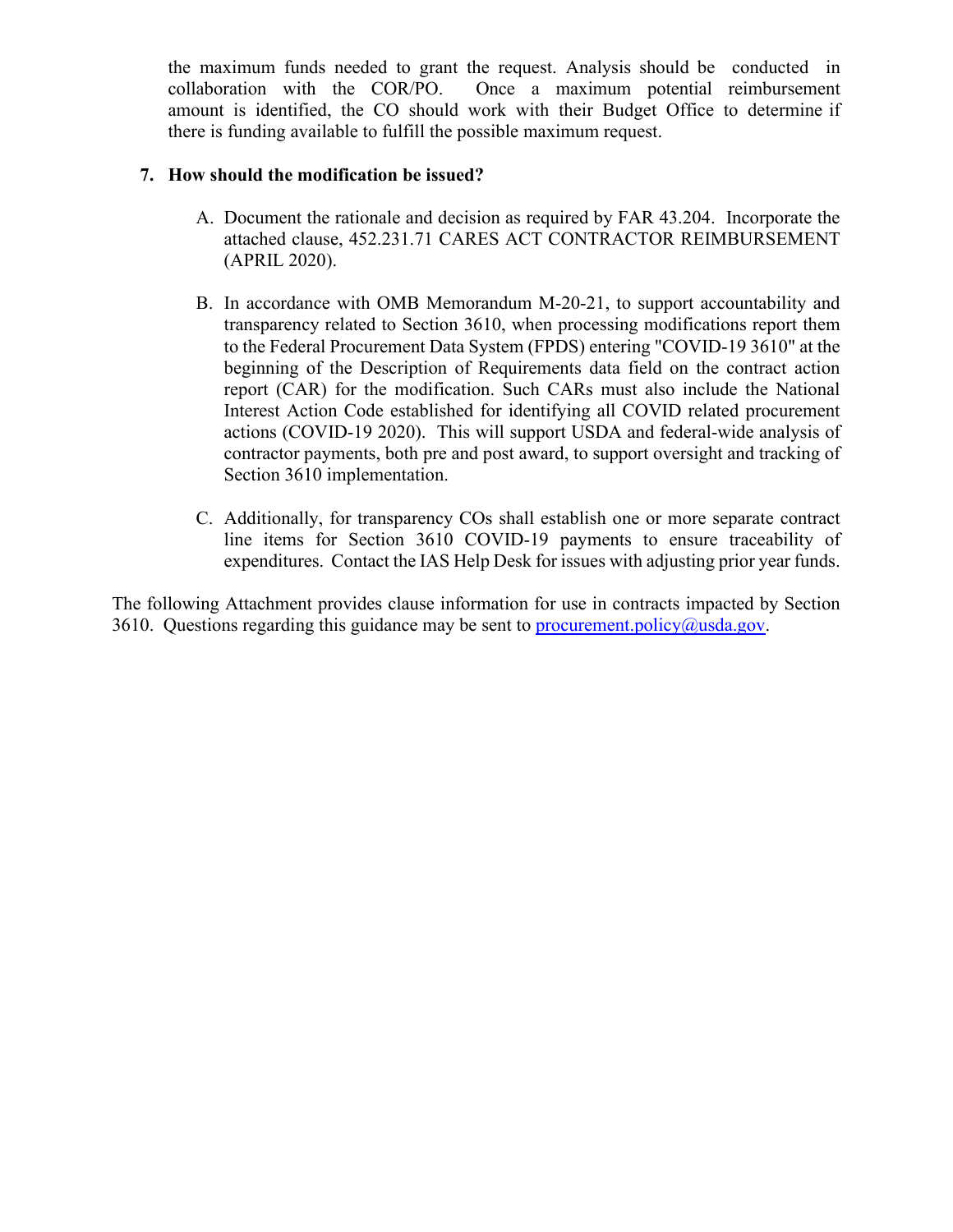the maximum funds needed to grant the request. Analysis should be conducted in collaboration with the COR/PO. Once a maximum potential reimbursement amount is identified, the CO should work with their Budget Office to determine if there is funding available to fulfill the possible maximum request.

**7. How should the modification be issued?**

A. Document the rationale and decision as required by FAR 43.204. Incorporate the attached clause, 452.231.71 CARES ACT CONTRACTOR REIMBURSEMENT (APRIL 2020).

B. In accordance with OMB Memorandum M-20-21, to support accountability and transparency related to Section 3610, when processing modifications report them to the Federal Procurement Data System (FPDS) entering "COVID-19 3610" at the beginning of the Description of Requirements data field on the contract action report (CAR) for the modification. Such CARs must also include the National Interest Action Code established for identifying all COVID related procurement actions (COVID-19 2020). This will support USDA and federal-wide analysis of contractor payments, both pre and post award, to support oversight and tracking of Section 3610 implementation.

C. Additionally, for transparency COs shall establish one or more separate contract line items for Section 3610 COVID-19 payments to ensure traceability of expenditures. Contact the IAS Help Desk for issues with adjusting prior year funds.

The following Attachment provides clause information for use in contracts impacted by Section 3610. Questions regarding this guidance may be sent to procurement.policy@usda.gov.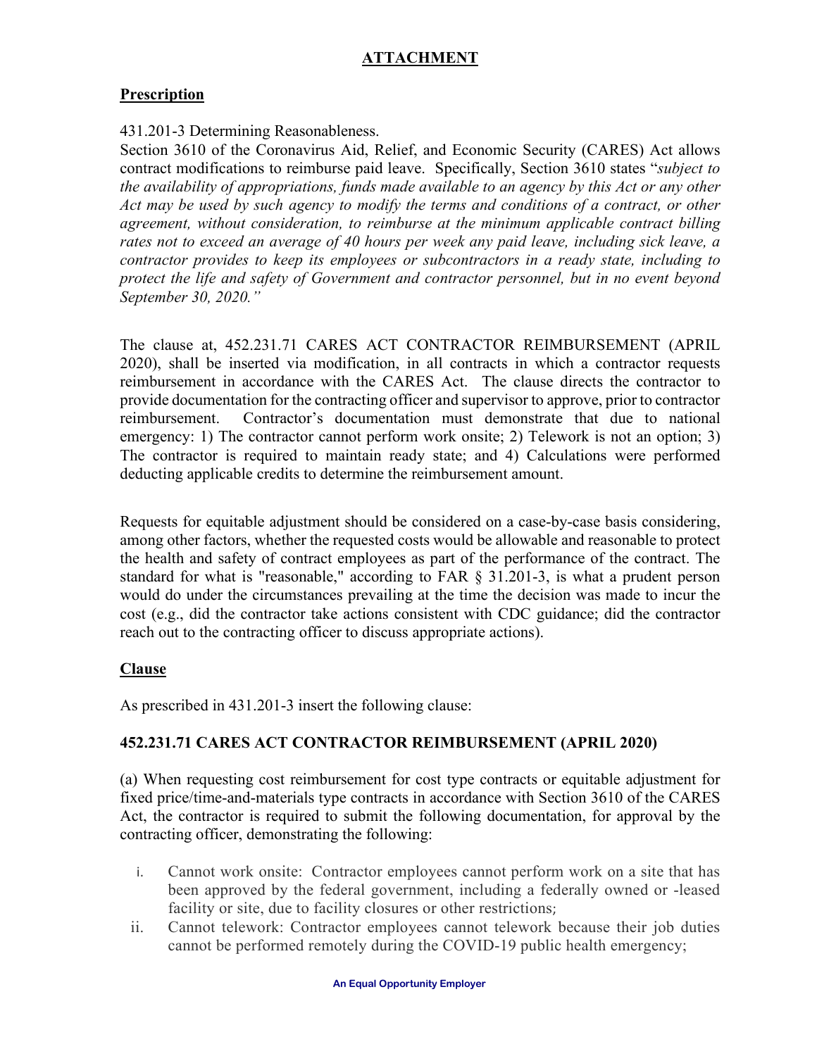# ATTACHMENT

## Prescription

431.201-3 Determining Reasonableness.
Section 3610 of the Coronavirus Aid, Relief, and Economic Security (CARES) Act allows contract modifications to reimburse paid leave. Specifically, Section 3610 states "*subject to the availability of appropriations, funds made available to an agency by this Act or any other Act may be used by such agency to modify the terms and conditions of a contract, or other agreement, without consideration, to reimburse at the minimum applicable contract billing rates not to exceed an average of 40 hours per week any paid leave, including sick leave, a contractor provides to keep its employees or subcontractors in a ready state, including to protect the life and safety of Government and contractor personnel, but in no event beyond September 30, 2020.*"

The clause at, 452.231.71 CARES ACT CONTRACTOR REIMBURSEMENT (APRIL 2020), shall be inserted via modification, in all contracts in which a contractor requests reimbursement in accordance with the CARES Act. The clause directs the contractor to provide documentation for the contracting officer and supervisor to approve, prior to contractor reimbursement. Contractor's documentation must demonstrate that due to national emergency: 1) The contractor cannot perform work onsite; 2) Telework is not an option; 3) The contractor is required to maintain ready state; and 4) Calculations were performed deducting applicable credits to determine the reimbursement amount.

Requests for equitable adjustment should be considered on a case-by-case basis considering, among other factors, whether the requested costs would be allowable and reasonable to protect the health and safety of contract employees as part of the performance of the contract. The standard for what is "reasonable," according to FAR § 31.201-3, is what a prudent person would do under the circumstances prevailing at the time the decision was made to incur the cost (e.g., did the contractor take actions consistent with CDC guidance; did the contractor reach out to the contracting officer to discuss appropriate actions).

## Clause

As prescribed in 431.201-3 insert the following clause:

### 452.231.71 CARES ACT CONTRACTOR REIMBURSEMENT (APRIL 2020)

(a) When requesting cost reimbursement for cost type contracts or equitable adjustment for fixed price/time-and-materials type contracts in accordance with Section 3610 of the CARES Act, the contractor is required to submit the following documentation, for approval by the contracting officer, demonstrating the following:

i. Cannot work onsite: Contractor employees cannot perform work on a site that has been approved by the federal government, including a federally owned or -leased facility or site, due to facility closures or other restrictions;
ii. Cannot telework: Contractor employees cannot telework because their job duties cannot be performed remotely during the COVID-19 public health emergency;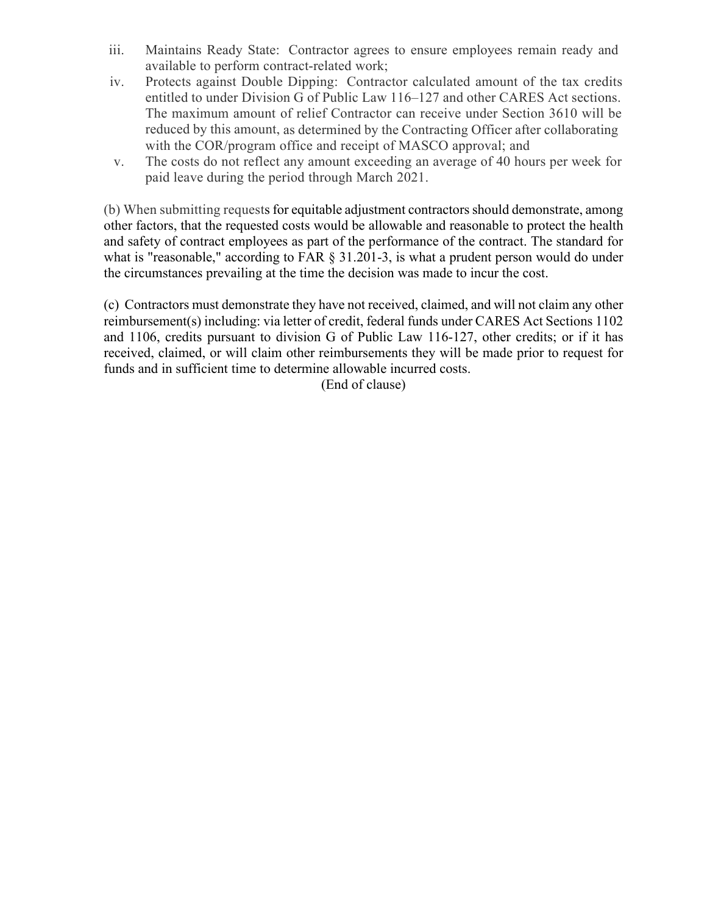iii. Maintains Ready State: Contractor agrees to ensure employees remain ready and available to perform contract-related work;

iv. Protects against Double Dipping: Contractor calculated amount of the tax credits entitled to under Division G of Public Law 116–127 and other CARES Act sections. The maximum amount of relief Contractor can receive under Section 3610 will be reduced by this amount, as determined by the Contracting Officer after collaborating with the COR/program office and receipt of MASCO approval; and

v. The costs do not reflect any amount exceeding an average of 40 hours per week for paid leave during the period through March 2021.

(b) When submitting requests for equitable adjustment contractors should demonstrate, among other factors, that the requested costs would be allowable and reasonable to protect the health and safety of contract employees as part of the performance of the contract. The standard for what is "reasonable," according to FAR § 31.201-3, is what a prudent person would do under the circumstances prevailing at the time the decision was made to incur the cost.

(c) Contractors must demonstrate they have not received, claimed, and will not claim any other reimbursement(s) including: via letter of credit, federal funds under CARES Act Sections 1102 and 1106, credits pursuant to division G of Public Law 116-127, other credits; or if it has received, claimed, or will claim other reimbursements they will be made prior to request for funds and in sufficient time to determine allowable incurred costs.

(End of clause)